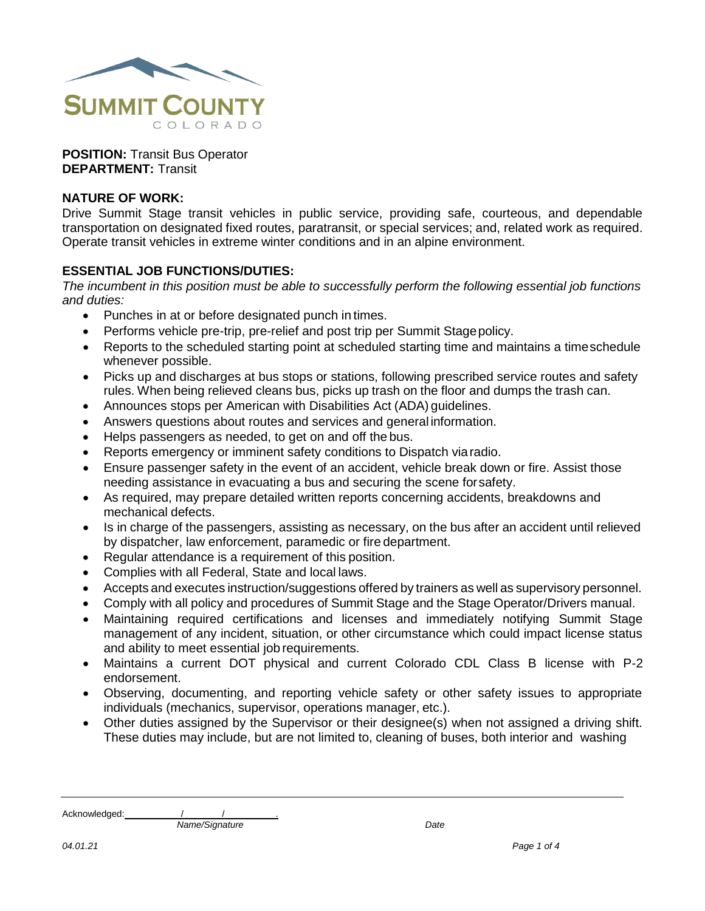# SUMMIT COUNTY
COLORADO

**POSITION:** Transit Bus Operator
**DEPARTMENT:** Transit

## NATURE OF WORK:

Drive Summit Stage transit vehicles in public service, providing safe, courteous, and dependable transportation on designated fixed routes, paratransit, or special services; and, related work as required. Operate transit vehicles in extreme winter conditions and in an alpine environment.

## ESSENTIAL JOB FUNCTIONS/DUTIES:

*The incumbent in this position must be able to successfully perform the following essential job functions and duties:*

- Punches in at or before designated punch in times.
- Performs vehicle pre-trip, pre-relief and post trip per Summit Stage policy.
- Reports to the scheduled starting point at scheduled starting time and maintains a time schedule whenever possible.
- Picks up and discharges at bus stops or stations, following prescribed service routes and safety rules. When being relieved cleans bus, picks up trash on the floor and dumps the trash can.
- Announces stops per American with Disabilities Act (ADA) guidelines.
- Answers questions about routes and services and general information.
- Helps passengers as needed, to get on and off the bus.
- Reports emergency or imminent safety conditions to Dispatch via radio.
- Ensure passenger safety in the event of an accident, vehicle break down or fire. Assist those needing assistance in evacuating a bus and securing the scene for safety.
- As required, may prepare detailed written reports concerning accidents, breakdowns and mechanical defects.
- Is in charge of the passengers, assisting as necessary, on the bus after an accident until relieved by dispatcher, law enforcement, paramedic or fire department.
- Regular attendance is a requirement of this position.
- Complies with all Federal, State and local laws.
- Accepts and executes instruction/suggestions offered by trainers as well as supervisory personnel.
- Comply with all policy and procedures of Summit Stage and the Stage Operator/Drivers manual.
- Maintaining required certifications and licenses and immediately notifying Summit Stage management of any incident, situation, or other circumstance which could impact license status and ability to meet essential job requirements.
- Maintains a current DOT physical and current Colorado CDL Class B license with P-2 endorsement.
- Observing, documenting, and reporting vehicle safety or other safety issues to appropriate individuals (mechanics, supervisor, operations manager, etc.).
- Other duties assigned by the Supervisor or their designee(s) when not assigned a driving shift. These duties may include, but are not limited to, cleaning of buses, both interior and washing

Acknowledged: ____ / ____ / ____.
*Name/Signature* *Date*

*04.01.21*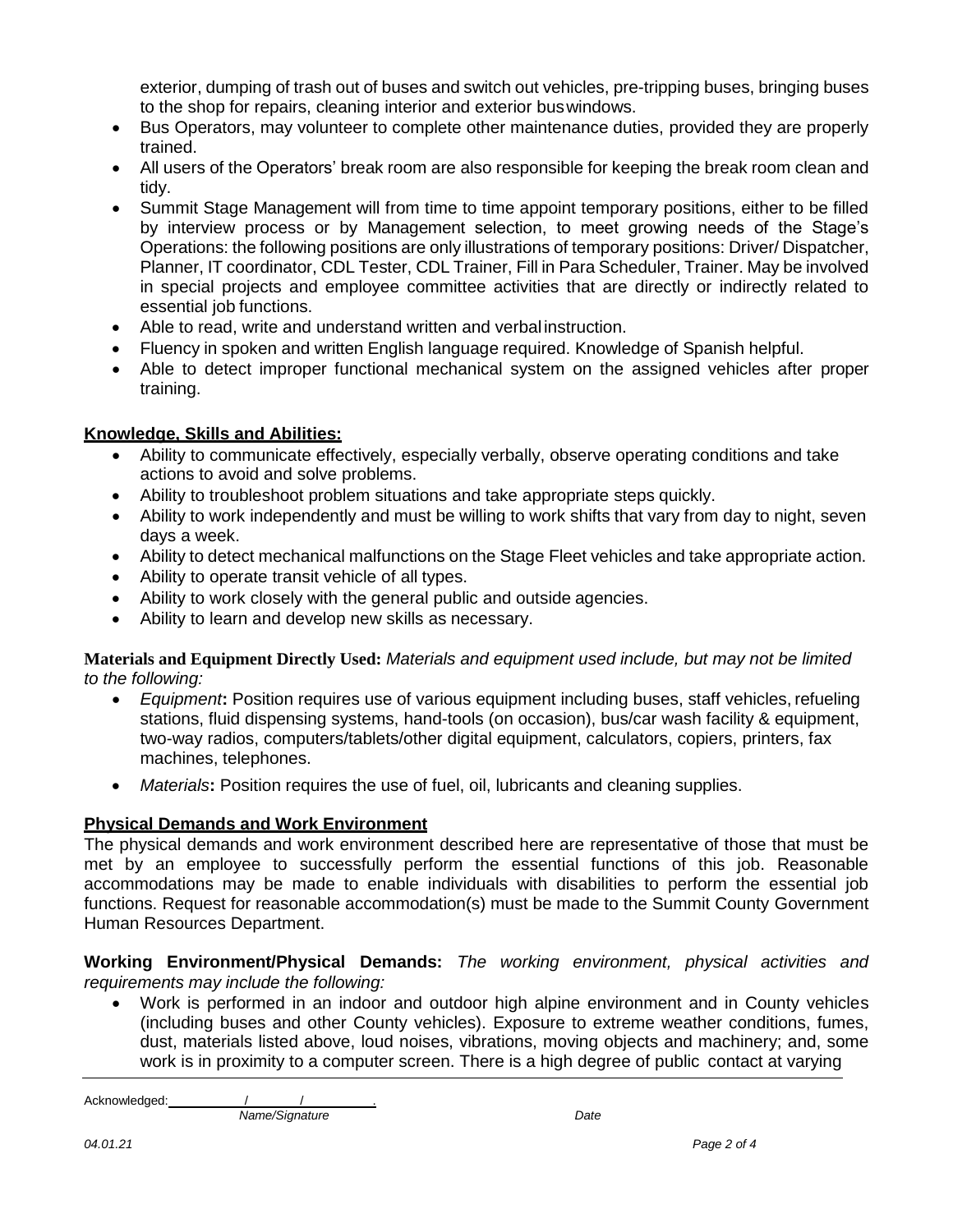exterior, dumping of trash out of buses and switch out vehicles, pre-tripping buses, bringing buses to the shop for repairs, cleaning interior and exterior buswindows.

- Bus Operators, may volunteer to complete other maintenance duties, provided they are properly trained.
- All users of the Operators' break room are also responsible for keeping the break room clean and tidy.
- Summit Stage Management will from time to time appoint temporary positions, either to be filled by interview process or by Management selection, to meet growing needs of the Stage's Operations: the following positions are only illustrations of temporary positions: Driver/ Dispatcher, Planner, IT coordinator, CDL Tester, CDL Trainer, Fill in Para Scheduler, Trainer. May be involved in special projects and employee committee activities that are directly or indirectly related to essential job functions.
- Able to read, write and understand written and verbal instruction.
- Fluency in spoken and written English language required. Knowledge of Spanish helpful.
- Able to detect improper functional mechanical system on the assigned vehicles after proper training.

**Knowledge, Skills and Abilities:**

- Ability to communicate effectively, especially verbally, observe operating conditions and take actions to avoid and solve problems.
- Ability to troubleshoot problem situations and take appropriate steps quickly.
- Ability to work independently and must be willing to work shifts that vary from day to night, seven days a week.
- Ability to detect mechanical malfunctions on the Stage Fleet vehicles and take appropriate action.
- Ability to operate transit vehicle of all types.
- Ability to work closely with the general public and outside agencies.
- Ability to learn and develop new skills as necessary.

**Materials and Equipment Directly Used:** *Materials and equipment used include, but may not be limited to the following:*

- *Equipment*: Position requires use of various equipment including buses, staff vehicles, refueling stations, fluid dispensing systems, hand-tools (on occasion), bus/car wash facility & equipment, two-way radios, computers/tablets/other digital equipment, calculators, copiers, printers, fax machines, telephones.
- *Materials*: Position requires the use of fuel, oil, lubricants and cleaning supplies.

**Physical Demands and Work Environment**

The physical demands and work environment described here are representative of those that must be met by an employee to successfully perform the essential functions of this job. Reasonable accommodations may be made to enable individuals with disabilities to perform the essential job functions. Request for reasonable accommodation(s) must be made to the Summit County Government Human Resources Department.

**Working Environment/Physical Demands:** *The working environment, physical activities and requirements may include the following:*

- Work is performed in an indoor and outdoor high alpine environment and in County vehicles (including buses and other County vehicles). Exposure to extreme weather conditions, fumes, dust, materials listed above, loud noises, vibrations, moving objects and machinery; and, some work is in proximity to a computer screen. There is a high degree of public contact at varying

Acknowledged: ______ / ______ / ______.
*Name/Signature* *Date*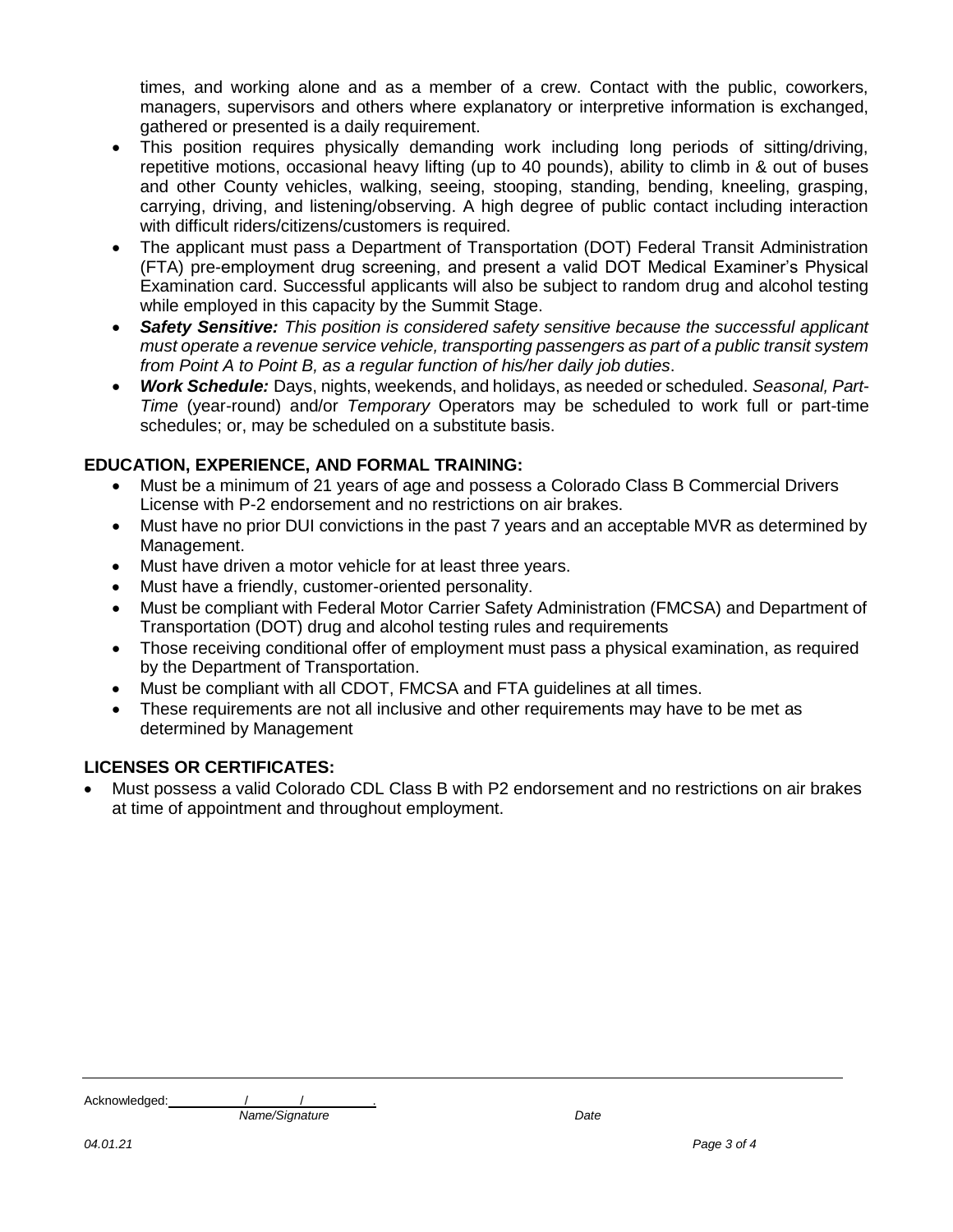times, and working alone and as a member of a crew. Contact with the public, coworkers, managers, supervisors and others where explanatory or interpretive information is exchanged, gathered or presented is a daily requirement.

- This position requires physically demanding work including long periods of sitting/driving, repetitive motions, occasional heavy lifting (up to 40 pounds), ability to climb in & out of buses and other County vehicles, walking, seeing, stooping, standing, bending, kneeling, grasping, carrying, driving, and listening/observing. A high degree of public contact including interaction with difficult riders/citizens/customers is required.
- The applicant must pass a Department of Transportation (DOT) Federal Transit Administration (FTA) pre-employment drug screening, and present a valid DOT Medical Examiner's Physical Examination card. Successful applicants will also be subject to random drug and alcohol testing while employed in this capacity by the Summit Stage.
- ***Safety Sensitive:*** *This position is considered safety sensitive because the successful applicant must operate a revenue service vehicle, transporting passengers as part of a public transit system from Point A to Point B, as a regular function of his/her daily job duties*.
- ***Work Schedule:*** Days, nights, weekends, and holidays, as needed or scheduled. *Seasonal, Part-Time* (year-round) and/or *Temporary* Operators may be scheduled to work full or part-time schedules; or, may be scheduled on a substitute basis.

## EDUCATION, EXPERIENCE, AND FORMAL TRAINING:

- Must be a minimum of 21 years of age and possess a Colorado Class B Commercial Drivers License with P-2 endorsement and no restrictions on air brakes.
- Must have no prior DUI convictions in the past 7 years and an acceptable MVR as determined by Management.
- Must have driven a motor vehicle for at least three years.
- Must have a friendly, customer-oriented personality.
- Must be compliant with Federal Motor Carrier Safety Administration (FMCSA) and Department of Transportation (DOT) drug and alcohol testing rules and requirements
- Those receiving conditional offer of employment must pass a physical examination, as required by the Department of Transportation.
- Must be compliant with all CDOT, FMCSA and FTA guidelines at all times.
- These requirements are not all inclusive and other requirements may have to be met as determined by Management

## LICENSES OR CERTIFICATES:

- Must possess a valid Colorado CDL Class B with P2 endorsement and no restrictions on air brakes at time of appointment and throughout employment.

Acknowledged: ________ / ________ / ________.

*Name/Signature* *Date*

*04.01.21*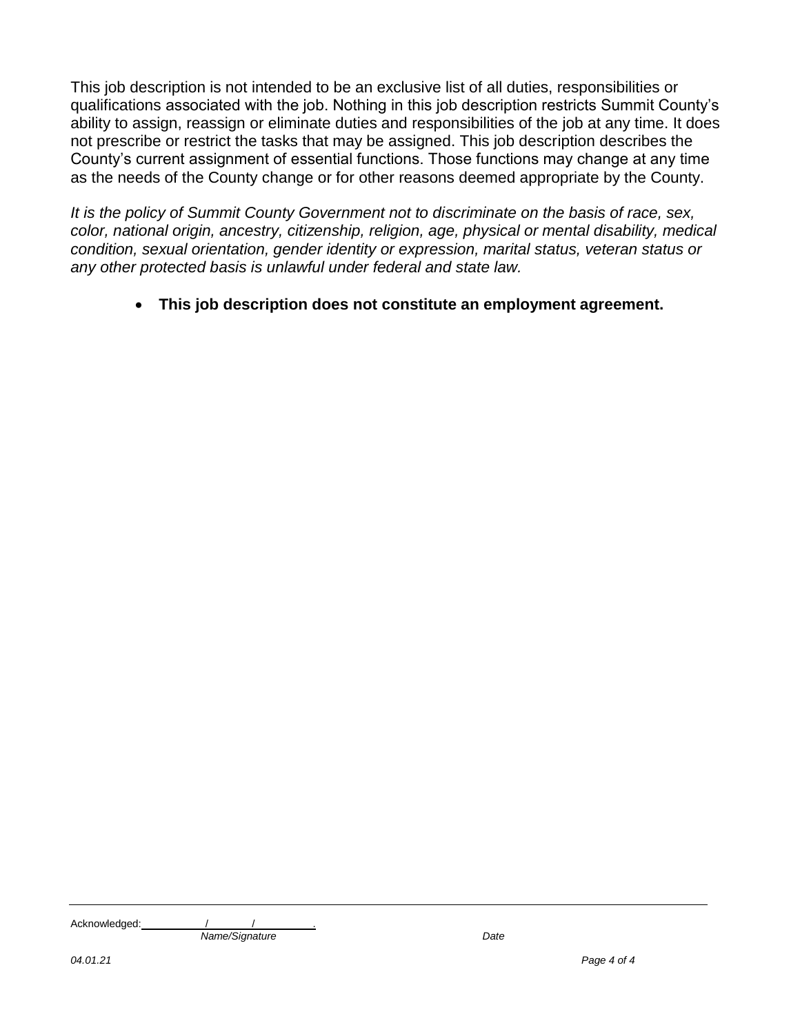This job description is not intended to be an exclusive list of all duties, responsibilities or qualifications associated with the job. Nothing in this job description restricts Summit County's ability to assign, reassign or eliminate duties and responsibilities of the job at any time. It does not prescribe or restrict the tasks that may be assigned. This job description describes the County's current assignment of essential functions. Those functions may change at any time as the needs of the County change or for other reasons deemed appropriate by the County.

*It is the policy of Summit County Government not to discriminate on the basis of race, sex, color, national origin, ancestry, citizenship, religion, age, physical or mental disability, medical condition, sexual orientation, gender identity or expression, marital status, veteran status or any other protected basis is unlawful under federal and state law.*

- **This job description does not constitute an employment agreement.**

---

Acknowledged: ___________/_______/__________.
*Name/Signature* *Date*

*04.01.21*